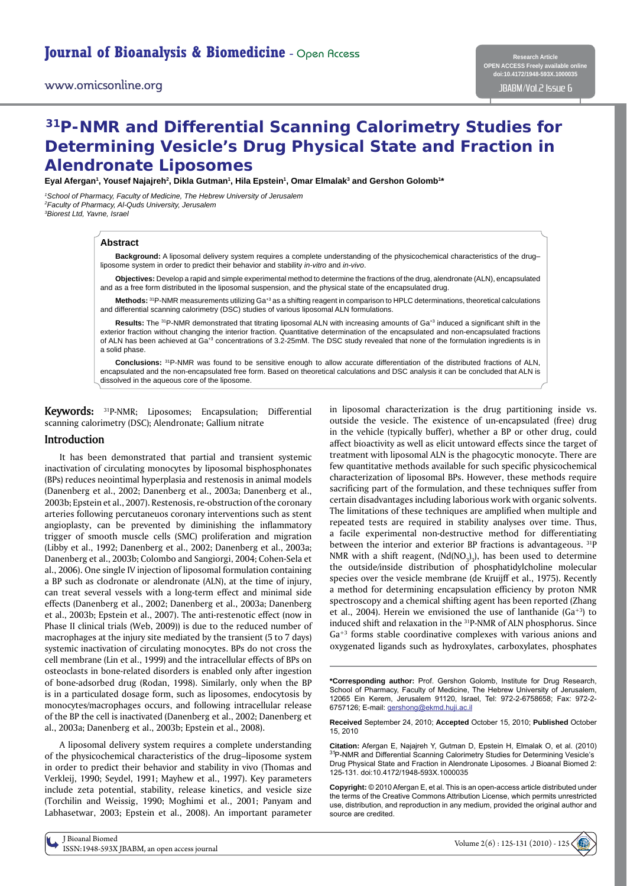# $^{31}$P-NMR and Differential Scanning Calorimetry Studies for Determining Vesicle's Drug Physical State and Fraction in Alendronate Liposomes

**Eyal Afergan[1], Yousef Najajreh[2], Dikla Gutman[1], Hila Epstein[1], Omar Elmalak[3] and Gershon Golomb[1]***

[1]*School of Pharmacy, Faculty of Medicine, The Hebrew University of Jerusalem*
[2]*Faculty of Pharmacy, Al-Quds University, Jerusalem*
[3]*Biorest Ltd, Yavne, Israel*

## Abstract

**Background:** A liposomal delivery system requires a complete understanding of the physicochemical characteristics of the drug–liposome system in order to predict their behavior and stability *in-vitro* and *in-vivo*.

**Objectives:** Develop a rapid and simple experimental method to determine the fractions of the drug, alendronate (ALN), encapsulated and as a free form distributed in the liposomal suspension, and the physical state of the encapsulated drug.

**Methods:** $^{31}$P-NMR measurements utilizing $Ga^{+3}$ as a shifting reagent in comparison to HPLC determinations, theoretical calculations and differential scanning calorimetry (DSC) studies of various liposomal ALN formulations.

**Results:** The $^{31}$P-NMR demonstrated that titrating liposomal ALN with increasing amounts of $Ga^{+3}$ induced a significant shift in the exterior fraction without changing the interior fraction. Quantitative determination of the encapsulated and non-encapsulated fractions of ALN has been achieved at $Ga^{+3}$ concentrations of 3.2-25mM. The DSC study revealed that none of the formulation ingredients is in a solid phase.

**Conclusions:** $^{31}$P-NMR was found to be sensitive enough to allow accurate differentiation of the distributed fractions of ALN, encapsulated and the non-encapsulated free form. Based on theoretical calculations and DSC analysis it can be concluded that ALN is dissolved in the aqueous core of the liposome.

**Keywords:** $^{31}$P-NMR; Liposomes; Encapsulation; Differential scanning calorimetry (DSC); Alendronate; Gallium nitrate

## Introduction

It has been demonstrated that partial and transient systemic inactivation of circulating monocytes by liposomal bisphosphonates (BPs) reduces neointimal hyperplasia and restenosis in animal models (Danenberg et al., 2002; Danenberg et al., 2003a; Danenberg et al., 2003b; Epstein et al., 2007). Restenosis, re-obstruction of the coronary arteries following percutaneous coronary interventions such as stent angioplasty, can be prevented by diminishing the inflammatory trigger of smooth muscle cells (SMC) proliferation and migration (Libby et al., 1992; Danenberg et al., 2002; Danenberg et al., 2003a; Danenberg et al., 2003b; Colombo and Sangiorgi, 2004; Cohen-Sela et al., 2006). One single IV injection of liposomal formulation containing a BP such as clodronate or alendronate (ALN), at the time of injury, can treat several vessels with a long-term effect and minimal side effects (Danenberg et al., 2002; Danenberg et al., 2003a; Danenberg et al., 2003b; Epstein et al., 2007). The anti-restenotic effect (now in Phase II clinical trials (Web, 2009)) is due to the reduced number of macrophages at the injury site mediated by the transient (5 to 7 days) systemic inactivation of circulating monocytes. BPs do not cross the cell membrane (Lin et al., 1999) and the intracellular effects of BPs on osteoclasts in bone-related disorders is enabled only after ingestion of bone-adsorbed drug (Rodan, 1998). Similarly, only when the BP is in a particulated dosage form, such as liposomes, endocytosis by monocytes/macrophages occurs, and following intracellular release of the BP the cell is inactivated (Danenberg et al., 2002; Danenberg et al., 2003a; Danenberg et al., 2003b; Epstein et al., 2008).

A liposomal delivery system requires a complete understanding of the physicochemical characteristics of the drug–liposome system in order to predict their behavior and stability in vivo (Thomas and Verkleij, 1990; Seydel, 1991; Mayhew et al., 1997). Key parameters include zeta potential, stability, release kinetics, and vesicle size (Torchilin and Weissig, 1990; Moghimi et al., 2001; Panyam and Labhasetwar, 2003; Epstein et al., 2008). An important parameter in liposomal characterization is the drug partitioning inside vs. outside the vesicle. The existence of un-encapsulated (free) drug in the vehicle (typically buffer), whether a BP or other drug, could affect bioactivity as well as elicit untoward effects since the target of treatment with liposomal ALN is the phagocytic monocyte. There are few quantitative methods available for such specific physicochemical characterization of liposomal BPs. However, these methods require sacrificing part of the formulation, and these techniques suffer from certain disadvantages including laborious work with organic solvents. The limitations of these techniques are amplified when multiple and repeated tests are required in stability analyses over time. Thus, a facile experimental non-destructive method for differentiating between the interior and exterior BP fractions is advantageous. $^{31}$P NMR with a shift reagent, ($Nd(NO_3)_3$), has been used to determine the outside/inside distribution of phosphatidylcholine molecular species over the vesicle membrane (de Kruijff et al., 1975). Recently a method for determining encapsulation efficiency by proton NMR spectroscopy and a chemical shifting agent has been reported (Zhang et al., 2004). Herein we envisioned the use of lanthanide ($Ga^{+3}$) to induced shift and relaxation in the $^{31}$P-NMR of ALN phosphorus. Since $Ga^{+3}$ forms stable coordinative complexes with various anions and oxygenated ligands such as hydroxylates, carboxylates, phosphates

**\*Corresponding author:** Prof. Gershon Golomb, Institute for Drug Research, School of Pharmacy, Faculty of Medicine, The Hebrew University of Jerusalem, 12065 Ein Kerem, Jerusalem 91120, Israel, Tel: 972-2-6758658; Fax: 972-2-6757126; E-mail: gershong@ekmd.huji.ac.il

**Received** September 24, 2010; **Accepted** October 15, 2010; **Published** October 15, 2010

**Citation:** Afergan E, Najajreh Y, Gutman D, Epstein H, Elmalak O, et al. (2010) $^{31}$P-NMR and Differential Scanning Calorimetry Studies for Determining Vesicle's Drug Physical State and Fraction in Alendronate Liposomes. J Bioanal Biomed 2: 125-131. doi:10.4172/1948-593X.1000035

**Copyright:** © 2010 Afergan E, et al. This is an open-access article distributed under the terms of the Creative Commons Attribution License, which permits unrestricted use, distribution, and reproduction in any medium, provided the original author and source are credited.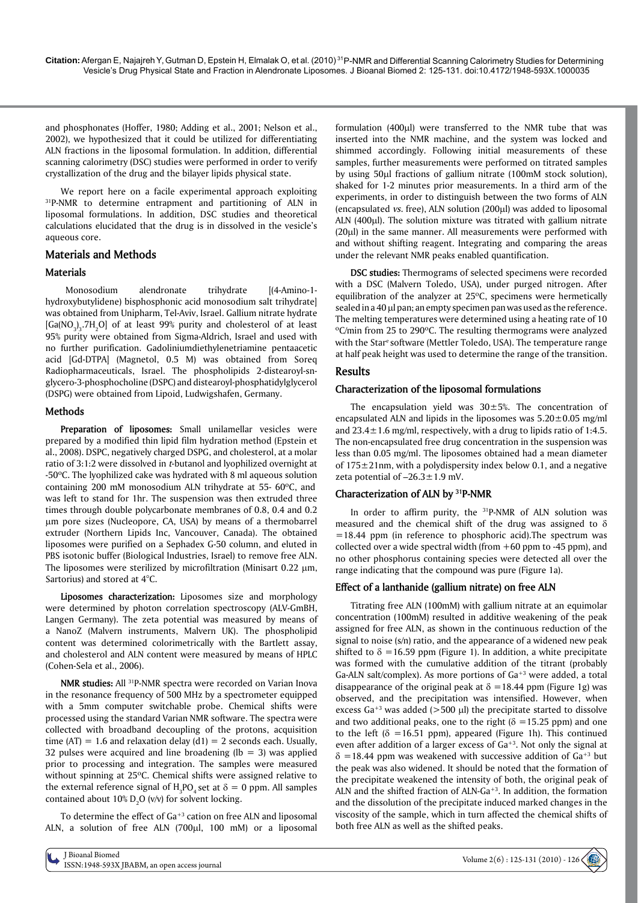and phosphonates (Hoffer, 1980; Adding et al., 2001; Nelson et al., 2002), we hypothesized that it could be utilized for differentiating ALN fractions in the liposomal formulation. In addition, differential scanning calorimetry (DSC) studies were performed in order to verify crystallization of the drug and the bilayer lipids physical state.

We report here on a facile experimental approach exploiting $^{31}$P-NMR to determine entrapment and partitioning of ALN in liposomal formulations. In addition, DSC studies and theoretical calculations elucidated that the drug is in dissolved in the vesicle's aqueous core.

## Materials and Methods

### Materials

Monosodium alendronate trihydrate [(4-Amino-1-hydroxybutylidene) bisphosphonic acid monosodium salt trihydrate] was obtained from Unipharm, Tel-Aviv, Israel. Gallium nitrate hydrate [$Ga(NO_3)_3.7H_2O$] of at least 99% purity and cholesterol of at least 95% purity were obtained from Sigma-Aldrich, Israel and used with no further purification. Gadoliniumdiethylenetriamine pentaacetic acid [Gd-DTPA] (Magnetol, 0.5 M) was obtained from Soreq Radiopharmaceuticals, Israel. The phospholipids 2-distearoyl-sn-glycero-3-phosphocholine (DSPC) and distearoyl-phosphatidylglycerol (DSPG) were obtained from Lipoid, Ludwigshafen, Germany.

### Methods

**Preparation of liposomes:** Small unilamellar vesicles were prepared by a modified thin lipid film hydration method (Epstein et al., 2008). DSPC, negatively charged DSPG, and cholesterol, at a molar ratio of 3:1:2 were dissolved in *t*-butanol and lyophilized overnight at -50°C. The lyophilized cake was hydrated with 8 ml aqueous solution containing 200 mM monosodium ALN trihydrate at 55- 60°C, and was left to stand for 1hr. The suspension was then extruded three times through double polycarbonate membranes of 0.8, 0.4 and 0.2 µm pore sizes (Nucleopore, CA, USA) by means of a thermobarrel extruder (Northern Lipids Inc, Vancouver, Canada). The obtained liposomes were purified on a Sephadex G-50 column, and eluted in PBS isotonic buffer (Biological Industries, Israel) to remove free ALN. The liposomes were sterilized by microfiltration (Minisart 0.22 µm, Sartorius) and stored at 4°C.

**Liposomes characterization:** Liposomes size and morphology were determined by photon correlation spectroscopy (ALV-GmBH, Langen Germany). The zeta potential was measured by means of a NanoZ (Malvern instruments, Malvern UK). The phospholipid content was determined colorimetrically with the Bartlett assay, and cholesterol and ALN content were measured by means of HPLC (Cohen-Sela et al., 2006).

**NMR studies:** All $^{31}$P-NMR spectra were recorded on Varian Inova in the resonance frequency of 500 MHz by a spectrometer equipped with a 5mm computer switchable probe. Chemical shifts were processed using the standard Varian NMR software. The spectra were collected with broadband decoupling of the protons, acquisition time (AT) = 1.6 and relaxation delay (d1) = 2 seconds each. Usually, 32 pulses were acquired and line broadening (lb = 3) was applied prior to processing and integration. The samples were measured without spinning at 25°C. Chemical shifts were assigned relative to the external reference signal of $H_3PO_4$ set at $\delta$ = 0 ppm. All samples contained about 10% $D_2O$ (v/v) for solvent locking.

To determine the effect of $Ga^{+3}$ cation on free ALN and liposomal ALN, a solution of free ALN (700µl, 100 mM) or a liposomal formulation (400µl) were transferred to the NMR tube that was inserted into the NMR machine, and the system was locked and shimmed accordingly. Following initial measurements of these samples, further measurements were performed on titrated samples by using 50µl fractions of gallium nitrate (100mM stock solution), shaked for 1-2 minutes prior measurements. In a third arm of the experiments, in order to distinguish between the two forms of ALN (encapsulated *vs.* free), ALN solution (200µl) was added to liposomal ALN (400µl). The solution mixture was titrated with gallium nitrate (20µl) in the same manner. All measurements were performed with and without shifting reagent. Integrating and comparing the areas under the relevant NMR peaks enabled quantification.

**DSC studies:** Thermograms of selected specimens were recorded with a DSC (Malvern Toledo, USA), under purged nitrogen. After equilibration of the analyzer at 25°C, specimens were hermetically sealed in a 40 µl pan; an empty specimen pan was used as the reference. The melting temperatures were determined using a heating rate of 10 °C/min from 25 to 290°C. The resulting thermograms were analyzed with the Star$^e$ software (Mettler Toledo, USA). The temperature range at half peak height was used to determine the range of the transition.

## Results

### Characterization of the liposomal formulations

The encapsulation yield was 30±5%. The concentration of encapsulated ALN and lipids in the liposomes was 5.20±0.05 mg/ml and 23.4±1.6 mg/ml, respectively, with a drug to lipids ratio of 1:4.5. The non-encapsulated free drug concentration in the suspension was less than 0.05 mg/ml. The liposomes obtained had a mean diameter of 175±21nm, with a polydispersity index below 0.1, and a negative zeta potential of –26.3±1.9 mV.

### Characterization of ALN by $^{31}$P-NMR

In order to affirm purity, the $^{31}$P-NMR of ALN solution was measured and the chemical shift of the drug was assigned to $\delta$ =18.44 ppm (in reference to phosphoric acid).The spectrum was collected over a wide spectral width (from +60 ppm to -45 ppm), and no other phosphorus containing species were detected all over the range indicating that the compound was pure (Figure 1a).

### Effect of a lanthanide (gallium nitrate) on free ALN

Titrating free ALN (100mM) with gallium nitrate at an equimolar concentration (100mM) resulted in additive weakening of the peak assigned for free ALN, as shown in the continuous reduction of the signal to noise (s/n) ratio, and the appearance of a widened new peak shifted to $\delta$ =16.59 ppm (Figure 1). In addition, a white precipitate was formed with the cumulative addition of the titrant (probably Ga-ALN salt/complex). As more portions of $Ga^{+3}$ were added, a total disappearance of the original peak at $\delta$ =18.44 ppm (Figure 1g) was observed, and the precipitation was intensified. However, when excess $Ga^{+3}$ was added (>500 µl) the precipitate started to dissolve and two additional peaks, one to the right ($\delta$ =15.25 ppm) and one to the left ($\delta$ =16.51 ppm), appeared (Figure 1h). This continued even after addition of a larger excess of $Ga^{+3}$. Not only the signal at $\delta$ =18.44 ppm was weakened with successive addition of $Ga^{+3}$ but the peak was also widened. It should be noted that the formation of the precipitate weakened the intensity of both, the original peak of ALN and the shifted fraction of ALN-$Ga^{+3}$. In addition, the formation and the dissolution of the precipitate induced marked changes in the viscosity of the sample, which in turn affected the chemical shifts of both free ALN as well as the shifted peaks.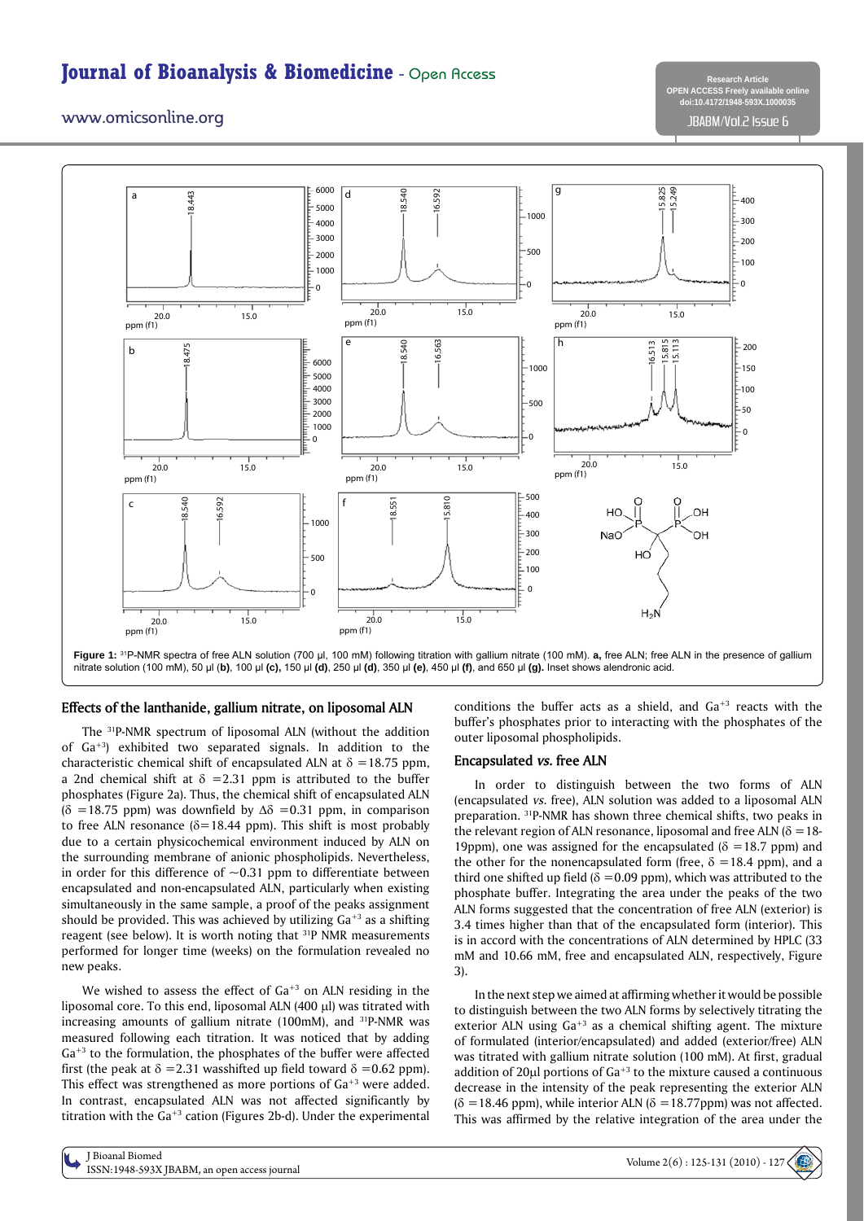a

18.443

6000
5000
4000
3000
2000
1000
0

20.0 15.0
ppm (f1)

d

18.540 16.592

1000
500
0

20.0 15.0
ppm (f1)

g

15.825 15.249

400
300
200
100
0

20.0 15.0
ppm (f1)

b

18.475

6000
5000
4000
3000
2000
1000
0

20.0 15.0
ppm (f1)

e

18.540 16.563

1000
500
0

20.0 15.0
ppm (f1)

h

16.513 15.815 15.113

200
150
100
50
0

20.0 15.0
ppm (f1)

c

18.540 16.592

1000
500
0

20.0 15.0
ppm (f1)

f

18.551 15.810

500
400
300
200
100
0

20.0 15.0
ppm (f1)

HO O O OH
P P
NaO OH
HO
$H_2N$

**Figure 1:** $^{31}$P-NMR spectra of free ALN solution (700 µl, 100 mM) following titration with gallium nitrate (100 mM). **a,** free ALN; free ALN in the presence of gallium nitrate solution (100 mM), 50 µl (**b**), 100 µl **(c),** 150 µl **(d)**, 250 µl **(d)**, 350 µl **(e)**, 450 µl **(f)**, and 650 µl **(g).** Inset shows alendronic acid.

## Effects of the lanthanide, gallium nitrate, on liposomal ALN

The $^{31}$P-NMR spectrum of liposomal ALN (without the addition of $Ga^{+3}$) exhibited two separated signals. In addition to the characteristic chemical shift of encapsulated ALN at $\delta = 18.75$ ppm, a 2nd chemical shift at $\delta = 2.31$ ppm is attributed to the buffer phosphates (Figure 2a). Thus, the chemical shift of encapsulated ALN ($\delta = 18.75$ ppm) was downfield by $\Delta\delta = 0.31$ ppm, in comparison to free ALN resonance ($\delta = 18.44$ ppm). This shift is most probably due to a certain physicochemical environment induced by ALN on the surrounding membrane of anionic phospholipids. Nevertheless, in order for this difference of $\sim 0.31$ ppm to differentiate between encapsulated and non-encapsulated ALN, particularly when existing simultaneously in the same sample, a proof of the peaks assignment should be provided. This was achieved by utilizing $Ga^{+3}$ as a shifting reagent (see below). It is worth noting that $^{31}$P NMR measurements performed for longer time (weeks) on the formulation revealed no new peaks.

We wished to assess the effect of $Ga^{+3}$ on ALN residing in the liposomal core. To this end, liposomal ALN (400 µl) was titrated with increasing amounts of gallium nitrate (100mM), and $^{31}$P-NMR was measured following each titration. It was noticed that by adding $Ga^{+3}$ to the formulation, the phosphates of the buffer were affected first (the peak at $\delta = 2.31$ ppm wasshifted up field toward $\delta = 0.62$ ppm). This effect was strengthened as more portions of $Ga^{+3}$ were added. In contrast, encapsulated ALN was not affected significantly by titration with the $Ga^{+3}$ cation (Figures 2b-d). Under the experimental conditions the buffer acts as a shield, and $Ga^{+3}$ reacts with the buffer's phosphates prior to interacting with the phosphates of the outer liposomal phospholipids.

## Encapsulated *vs.* free ALN

In order to distinguish between the two forms of ALN (encapsulated *vs.* free), ALN solution was added to a liposomal ALN preparation. $^{31}$P-NMR has shown three chemical shifts, two peaks in the relevant region of ALN resonance, liposomal and free ALN ($\delta = 18$-19ppm), one was assigned for the encapsulated ($\delta = 18.7$ ppm) and the other for the nonencapsulated form (free, $\delta = 18.4$ ppm), and a third one shifted up field ($\delta = 0.09$ ppm), which was attributed to the phosphate buffer. Integrating the area under the peaks of the two ALN forms suggested that the concentration of free ALN (exterior) is 3.4 times higher than that of the encapsulated form (interior). This is in accord with the concentrations of ALN determined by HPLC (33 mM and 10.66 mM, free and encapsulated ALN, respectively, Figure 3).

In the next step we aimed at affirming whether it would be possible to distinguish between the two ALN forms by selectively titrating the exterior ALN using $Ga^{+3}$ as a chemical shifting agent. The mixture of formulated (interior/encapsulated) and added (exterior/free) ALN was titrated with gallium nitrate solution (100 mM). At first, gradual addition of 20µl portions of $Ga^{+3}$ to the mixture caused a continuous decrease in the intensity of the peak representing the exterior ALN ($\delta = 18.46$ ppm), while interior ALN ($\delta = 18.77$ppm) was not affected. This was affirmed by the relative integration of the area under the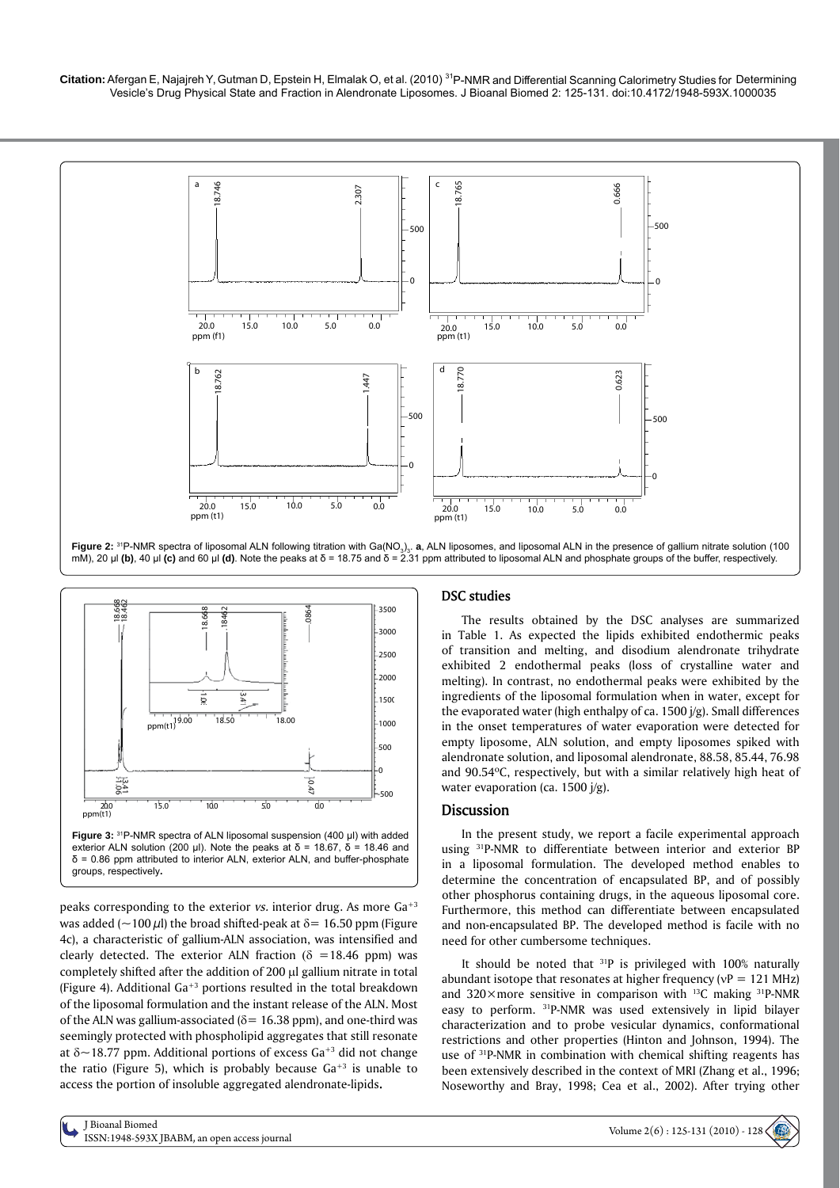a
18.746
2.307
500
0
20.0 15.0 10.0 5.0 0.0
ppm (f1)

c
18.765
0.666
500
0
20.0 15.0 10.0 5.0 0.0
ppm (t1)

b
18.762
1.447
500
0
20.0 15.0 10.0 5.0 0.0
ppm (t1)

d
18.770
0.623
500
0
20.0 15.0 10.0 5.0 0.0
ppm (t1)

**Figure 2:** $^{31}$P-NMR spectra of liposomal ALN following titration with $Ga(NO_3)_3$. **a**, ALN liposomes, and liposomal ALN in the presence of gallium nitrate solution (100 mM), 20 µl **(b)**, 40 µl **(c)** and 60 µl **(d)**. Note the peaks at δ = 18.75 and δ = 2.31 ppm attributed to liposomal ALN and phosphate groups of the buffer, respectively.

18.668
18.462
18.668
18.462
0.864
1.00
3.41
ppm(t1) 19.00 18.50 18.00
3500
3000
2500
2000
1500
1000
500
0
-500
13.41
1.06
10.47
20.0 15.0 10.0 5.0 0.0
ppm(t1)

**Figure 3:** $^{31}$P-NMR spectra of ALN liposomal suspension (400 µl) with added exterior ALN solution (200 µl). Note the peaks at δ = 18.67, δ = 18.46 and δ = 0.86 ppm attributed to interior ALN, exterior ALN, and buffer-phosphate groups, respectively.

peaks corresponding to the exterior *vs*. interior drug. As more $Ga^{+3}$ was added (~100 µl) the broad shifted-peak at δ= 16.50 ppm (Figure 4c), a characteristic of gallium-ALN association, was intensified and clearly detected. The exterior ALN fraction (δ =18.46 ppm) was completely shifted after the addition of 200 µl gallium nitrate in total (Figure 4). Additional $Ga^{+3}$ portions resulted in the total breakdown of the liposomal formulation and the instant release of the ALN. Most of the ALN was gallium-associated (δ= 16.38 ppm), and one-third was seemingly protected with phospholipid aggregates that still resonate at δ~18.77 ppm. Additional portions of excess $Ga^{+3}$ did not change the ratio (Figure 5), which is probably because $Ga^{+3}$ is unable to access the portion of insoluble aggregated alendronate-lipids.

## DSC studies

The results obtained by the DSC analyses are summarized in Table 1. As expected the lipids exhibited endothermic peaks of transition and melting, and disodium alendronate trihydrate exhibited 2 endothermal peaks (loss of crystalline water and melting). In contrast, no endothermal peaks were exhibited by the ingredients of the liposomal formulation when in water, except for the evaporated water (high enthalpy of ca. 1500 j/g). Small differences in the onset temperatures of water evaporation were detected for empty liposome, ALN solution, and empty liposomes spiked with alendronate solution, and liposomal alendronate, 88.58, 85.44, 76.98 and 90.54ºC, respectively, but with a similar relatively high heat of water evaporation (ca. 1500 j/g).

## Discussion

In the present study, we report a facile experimental approach using $^{31}$P-NMR to differentiate between interior and exterior BP in a liposomal formulation. The developed method enables to determine the concentration of encapsulated BP, and of possibly other phosphorus containing drugs, in the aqueous liposomal core. Furthermore, this method can differentiate between encapsulated and non-encapsulated BP. The developed method is facile with no need for other cumbersome techniques.

It should be noted that $^{31}$P is privileged with 100% naturally abundant isotope that resonates at higher frequency (νP = 121 MHz) and 320×more sensitive in comparison with $^{13}$C making $^{31}$P-NMR easy to perform. $^{31}$P-NMR was used extensively in lipid bilayer characterization and to probe vesicular dynamics, conformational restrictions and other properties (Hinton and Johnson, 1994). The use of $^{31}$P-NMR in combination with chemical shifting reagents has been extensively described in the context of MRI (Zhang et al., 1996; Noseworthy and Bray, 1998; Cea et al., 2002). After trying other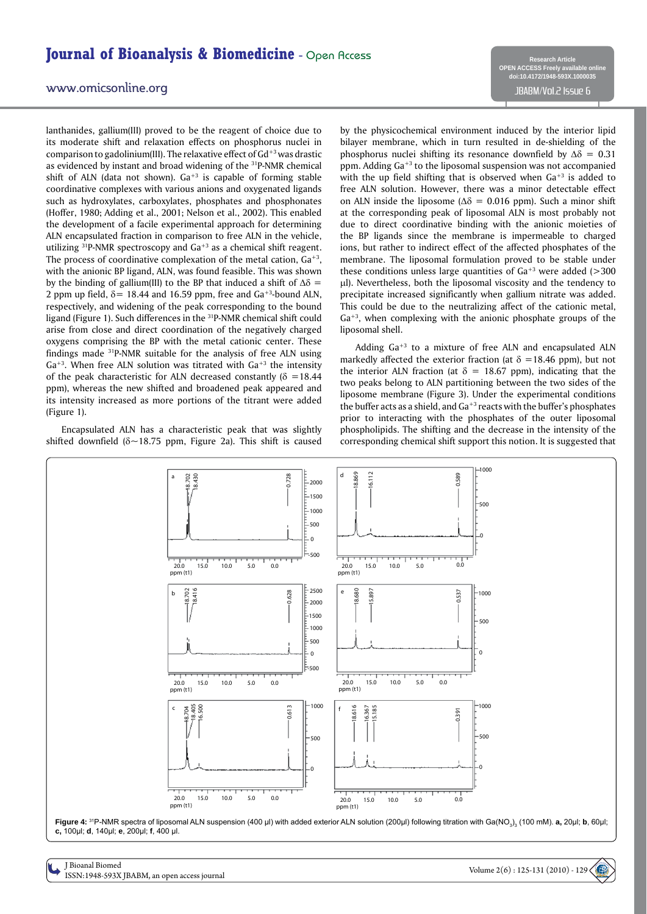lanthanides, gallium(III) proved to be the reagent of choice due to its moderate shift and relaxation effects on phosphorus nuclei in comparison to gadolinium(III). The relaxative effect of $Gd^{+3}$ was drastic as evidenced by instant and broad widening of the $^{31}$P-NMR chemical shift of ALN (data not shown). $Ga^{+3}$ is capable of forming stable coordinative complexes with various anions and oxygenated ligands such as hydroxylates, carboxylates, phosphates and phosphonates (Hoffer, 1980; Adding et al., 2001; Nelson et al., 2002). This enabled the development of a facile experimental approach for determining ALN encapsulated fraction in comparison to free ALN in the vehicle, utilizing $^{31}$P-NMR spectroscopy and $Ga^{+3}$ as a chemical shift reagent. The process of coordinative complexation of the metal cation, $Ga^{+3}$, with the anionic BP ligand, ALN, was found feasible. This was shown by the binding of gallium(III) to the BP that induced a shift of $\Delta\delta = 2$ ppm up field, $\delta = 18.44$ and 16.59 ppm, free and $Ga^{+3}$-bound ALN, respectively, and widening of the peak corresponding to the bound ligand (Figure 1). Such differences in the $^{31}$P-NMR chemical shift could arise from close and direct coordination of the negatively charged oxygens comprising the BP with the metal cationic center. These findings made $^{31}$P-NMR suitable for the analysis of free ALN using $Ga^{+3}$. When free ALN solution was titrated with $Ga^{+3}$ the intensity of the peak characteristic for ALN decreased constantly ($\delta = 18.44$ ppm), whereas the new shifted and broadened peak appeared and its intensity increased as more portions of the titrant were added (Figure 1).

Encapsulated ALN has a characteristic peak that was slightly shifted downfield ($\delta \sim 18.75$ ppm, Figure 2a). This shift is caused by the physicochemical environment induced by the interior lipid bilayer membrane, which in turn resulted in de-shielding of the phosphorus nuclei shifting its resonance downfield by $\Delta\delta = 0.31$ ppm. Adding $Ga^{+3}$ to the liposomal suspension was not accompanied with the up field shifting that is observed when $Ga^{+3}$ is added to free ALN solution. However, there was a minor detectable effect on ALN inside the liposome ($\Delta\delta = 0.016$ ppm). Such a minor shift at the corresponding peak of liposomal ALN is most probably not due to direct coordinative binding with the anionic moieties of the BP ligands since the membrane is impermeable to charged ions, but rather to indirect effect of the affected phosphates of the membrane. The liposomal formulation proved to be stable under these conditions unless large quantities of $Ga^{+3}$ were added (>300 µl). Nevertheless, both the liposomal viscosity and the tendency to precipitate increased significantly when gallium nitrate was added. This could be due to the neutralizing affect of the cationic metal, $Ga^{+3}$, when complexing with the anionic phosphate groups of the liposomal shell.

Adding $Ga^{+3}$ to a mixture of free ALN and encapsulated ALN markedly affected the exterior fraction (at $\delta = 18.46$ ppm), but not the interior ALN fraction (at $\delta = 18.67$ ppm), indicating that the two peaks belong to ALN partitioning between the two sides of the liposome membrane (Figure 3). Under the experimental conditions the buffer acts as a shield, and $Ga^{+3}$ reacts with the buffer's phosphates prior to interacting with the phosphates of the outer liposomal phospholipids. The shifting and the decrease in the intensity of the corresponding chemical shift support this notion. It is suggested that

a: 18.702, 18.430, 0.728
b: 18.702, 18.416, 0.628
c: 18.704, 18.405, 16.500, 0.613
d: 18.869, 16.112, 0.589
e: 18.680, 15.897, 0.537
f: 18.616, 16.367, 15.185, 0.391
ppm (t1)

**Figure 4:** $^{31}$P-NMR spectra of liposomal ALN suspension (400 µl) with added exterior ALN solution (200µl) following titration with $Ga(NO_3)_3$ (100 mM). **a,** 20µl; **b**, 60µl; **c,** 100µl; **d**, 140µl; **e**, 200µl; **f**, 400 µl.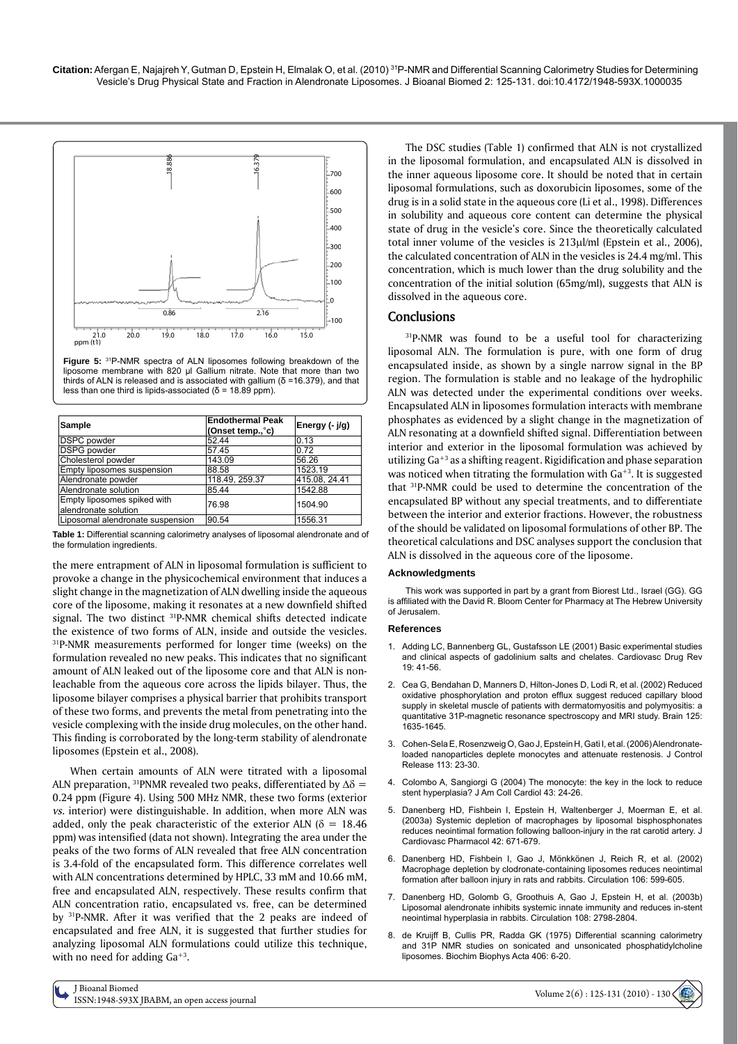18.886

16.379

700
600
500
400
300
200
100
0
-100

0.86

2.16

21.0 20.0 19.0 18.0 17.0 16.0 15.0
ppm (t1)

**Figure 5:** [31]P-NMR spectra of ALN liposomes following breakdown of the liposome membrane with 820 µl Gallium nitrate. Note that more than two thirds of ALN is released and is associated with gallium (δ =16.379), and that less than one third is lipids-associated (δ = 18.89 ppm).

| Sample | Endothermal Peak (Onset temp.,°c) | Energy (- j/g) |
|---|---|---|
| DSPC powder | 52.44 | 0.13 |
| DSPG powder | 57.45 | 0.72 |
| Cholesterol powder | 143.09 | 56.26 |
| Empty liposomes suspension | 88.58 | 1523.19 |
| Alendronate powder | 118.49, 259.37 | 415.08, 24.41 |
| Alendronate solution | 85.44 | 1542.88 |
| Empty liposomes spiked with alendronate solution | 76.98 | 1504.90 |
| Liposomal alendronate suspension | 90.54 | 1556.31 |

**Table 1:** Differential scanning calorimetry analyses of liposomal alendronate and of the formulation ingredients.

the mere entrapment of ALN in liposomal formulation is sufficient to provoke a change in the physicochemical environment that induces a slight change in the magnetization of ALN dwelling inside the aqueous core of the liposome, making it resonates at a new downfield shifted signal. The two distinct [31]P-NMR chemical shifts detected indicate the existence of two forms of ALN, inside and outside the vesicles. [31]P-NMR measurements performed for longer time (weeks) on the formulation revealed no new peaks. This indicates that no significant amount of ALN leaked out of the liposome core and that ALN is non-leachable from the aqueous core across the lipids bilayer. Thus, the liposome bilayer comprises a physical barrier that prohibits transport of these two forms, and prevents the metal from penetrating into the vesicle complexing with the inside drug molecules, on the other hand. This finding is corroborated by the long-term stability of alendronate liposomes (Epstein et al., 2008).

When certain amounts of ALN were titrated with a liposomal ALN preparation, [31]PNMR revealed two peaks, differentiated by $\Delta\delta = 0.24$ ppm (Figure 4). Using 500 MHz NMR, these two forms (exterior *vs.* interior) were distinguishable. In addition, when more ALN was added, only the peak characteristic of the exterior ALN ($\delta = 18.46$ ppm) was intensified (data not shown). Integrating the area under the peaks of the two forms of ALN revealed that free ALN concentration is 3.4-fold of the encapsulated form. This difference correlates well with ALN concentrations determined by HPLC, 33 mM and 10.66 mM, free and encapsulated ALN, respectively. These results confirm that ALN concentration ratio, encapsulated vs. free, can be determined by [31]P-NMR. After it was verified that the 2 peaks are indeed of encapsulated and free ALN, it is suggested that further studies for analyzing liposomal ALN formulations could utilize this technique, with no need for adding $Ga^{+3}$.

The DSC studies (Table 1) confirmed that ALN is not crystallized in the liposomal formulation, and encapsulated ALN is dissolved in the inner aqueous liposome core. It should be noted that in certain liposomal formulations, such as doxorubicin liposomes, some of the drug is in a solid state in the aqueous core (Li et al., 1998). Differences in solubility and aqueous core content can determine the physical state of drug in the vesicle's core. Since the theoretically calculated total inner volume of the vesicles is 213µl/ml (Epstein et al., 2006), the calculated concentration of ALN in the vesicles is 24.4 mg/ml. This concentration, which is much lower than the drug solubility and the concentration of the initial solution (65mg/ml), suggests that ALN is dissolved in the aqueous core.

## Conclusions

[31]P-NMR was found to be a useful tool for characterizing liposomal ALN. The formulation is pure, with one form of drug encapsulated inside, as shown by a single narrow signal in the BP region. The formulation is stable and no leakage of the hydrophilic ALN was detected under the experimental conditions over weeks. Encapsulated ALN in liposomes formulation interacts with membrane phosphates as evidenced by a slight change in the magnetization of ALN resonating at a downfield shifted signal. Differentiation between interior and exterior in the liposomal formulation was achieved by utilizing $Ga^{+3}$ as a shifting reagent. Rigidification and phase separation was noticed when titrating the formulation with $Ga^{+3}$. It is suggested that [31]P-NMR could be used to determine the concentration of the encapsulated BP without any special treatments, and to differentiate between the interior and exterior fractions. However, the robustness of the should be validated on liposomal formulations of other BP. The theoretical calculations and DSC analyses support the conclusion that ALN is dissolved in the aqueous core of the liposome.

#### Acknowledgments

This work was supported in part by a grant from Biorest Ltd., Israel (GG). GG is affiliated with the David R. Bloom Center for Pharmacy at The Hebrew University of Jerusalem.

#### References

1. Adding LC, Bannenberg GL, Gustafsson LE (2001) Basic experimental studies and clinical aspects of gadolinium salts and chelates. Cardiovasc Drug Rev 19: 41-56.
2. Cea G, Bendahan D, Manners D, Hilton-Jones D, Lodi R, et al. (2002) Reduced oxidative phosphorylation and proton efflux suggest reduced capillary blood supply in skeletal muscle of patients with dermatomyositis and polymyositis: a quantitative 31P-magnetic resonance spectroscopy and MRI study. Brain 125: 1635-1645.
3. Cohen-Sela E, Rosenzweig O, Gao J, Epstein H, Gati I, et al. (2006) Alendronate-loaded nanoparticles deplete monocytes and attenuate restenosis. J Control Release 113: 23-30.
4. Colombo A, Sangiorgi G (2004) The monocyte: the key in the lock to reduce stent hyperplasia? J Am Coll Cardiol 43: 24-26.
5. Danenberg HD, Fishbein I, Epstein H, Waltenberger J, Moerman E, et al. (2003a) Systemic depletion of macrophages by liposomal bisphosphonates reduces neointimal formation following balloon-injury in the rat carotid artery. J Cardiovasc Pharmacol 42: 671-679.
6. Danenberg HD, Fishbein I, Gao J, Mönkkönen J, Reich R, et al. (2002) Macrophage depletion by clodronate-containing liposomes reduces neointimal formation after balloon injury in rats and rabbits. Circulation 106: 599-605.
7. Danenberg HD, Golomb G, Groothuis A, Gao J, Epstein H, et al. (2003b) Liposomal alendronate inhibits systemic innate immunity and reduces in-stent neointimal hyperplasia in rabbits. Circulation 108: 2798-2804.
8. de Kruijff B, Cullis PR, Radda GK (1975) Differential scanning calorimetry and 31P NMR studies on sonicated and unsonicated phosphatidylcholine liposomes. Biochim Biophys Acta 406: 6-20.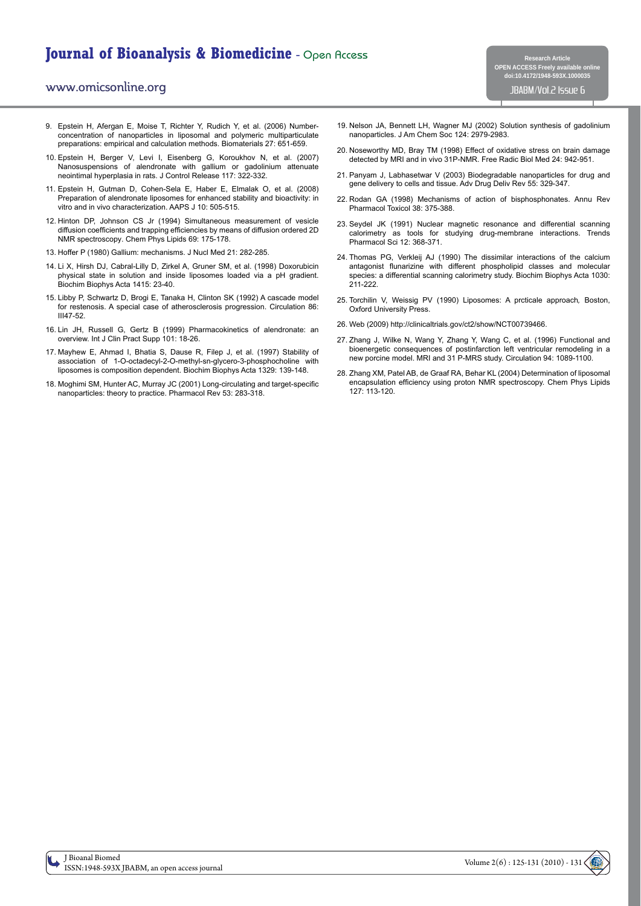9. Epstein H, Afergan E, Moise T, Richter Y, Rudich Y, et al. (2006) Number-concentration of nanoparticles in liposomal and polymeric multiparticulate preparations: empirical and calculation methods. Biomaterials 27: 651-659.
10. Epstein H, Berger V, Levi I, Eisenberg G, Koroukhov N, et al. (2007) Nanosuspensions of alendronate with gallium or gadolinium attenuate neointimal hyperplasia in rats. J Control Release 117: 322-332.
11. Epstein H, Gutman D, Cohen-Sela E, Haber E, Elmalak O, et al. (2008) Preparation of alendronate liposomes for enhanced stability and bioactivity: in vitro and in vivo characterization. AAPS J 10: 505-515.
12. Hinton DP, Johnson CS Jr (1994) Simultaneous measurement of vesicle diffusion coefficients and trapping efficiencies by means of diffusion ordered 2D NMR spectroscopy. Chem Phys Lipids 69: 175-178.
13. Hoffer P (1980) Gallium: mechanisms. J Nucl Med 21: 282-285.
14. Li X, Hirsh DJ, Cabral-Lilly D, Zirkel A, Gruner SM, et al. (1998) Doxorubicin physical state in solution and inside liposomes loaded via a pH gradient. Biochim Biophys Acta 1415: 23-40.
15. Libby P, Schwartz D, Brogi E, Tanaka H, Clinton SK (1992) A cascade model for restenosis. A special case of atherosclerosis progression. Circulation 86: III47-52.
16. Lin JH, Russell G, Gertz B (1999) Pharmacokinetics of alendronate: an overview. Int J Clin Pract Supp 101: 18-26.
17. Mayhew E, Ahmad I, Bhatia S, Dause R, Filep J, et al. (1997) Stability of association of 1-O-octadecyl-2-O-methyl-sn-glycero-3-phosphocholine with liposomes is composition dependent. Biochim Biophys Acta 1329: 139-148.
18. Moghimi SM, Hunter AC, Murray JC (2001) Long-circulating and target-specific nanoparticles: theory to practice. Pharmacol Rev 53: 283-318.
19. Nelson JA, Bennett LH, Wagner MJ (2002) Solution synthesis of gadolinium nanoparticles. J Am Chem Soc 124: 2979-2983.
20. Noseworthy MD, Bray TM (1998) Effect of oxidative stress on brain damage detected by MRI and in vivo 31P-NMR. Free Radic Biol Med 24: 942-951.
21. Panyam J, Labhasetwar V (2003) Biodegradable nanoparticles for drug and gene delivery to cells and tissue. Adv Drug Deliv Rev 55: 329-347.
22. Rodan GA (1998) Mechanisms of action of bisphosphonates. Annu Rev Pharmacol Toxicol 38: 375-388.
23. Seydel JK (1991) Nuclear magnetic resonance and differential scanning calorimetry as tools for studying drug-membrane interactions. Trends Pharmacol Sci 12: 368-371.
24. Thomas PG, Verkleij AJ (1990) The dissimilar interactions of the calcium antagonist flunarizine with different phospholipid classes and molecular species: a differential scanning calorimetry study. Biochim Biophys Acta 1030: 211-222.
25. Torchilin V, Weissig PV (1990) Liposomes: A prcticale approach, Boston, Oxford University Press.
26. Web (2009) http://clinicaltrials.gov/ct2/show/NCT00739466.
27. Zhang J, Wilke N, Wang Y, Zhang Y, Wang C, et al. (1996) Functional and bioenergetic consequences of postinfarction left ventricular remodeling in a new porcine model. MRI and 31 P-MRS study. Circulation 94: 1089-1100.
28. Zhang XM, Patel AB, de Graaf RA, Behar KL (2004) Determination of liposomal encapsulation efficiency using proton NMR spectroscopy. Chem Phys Lipids 127: 113-120.